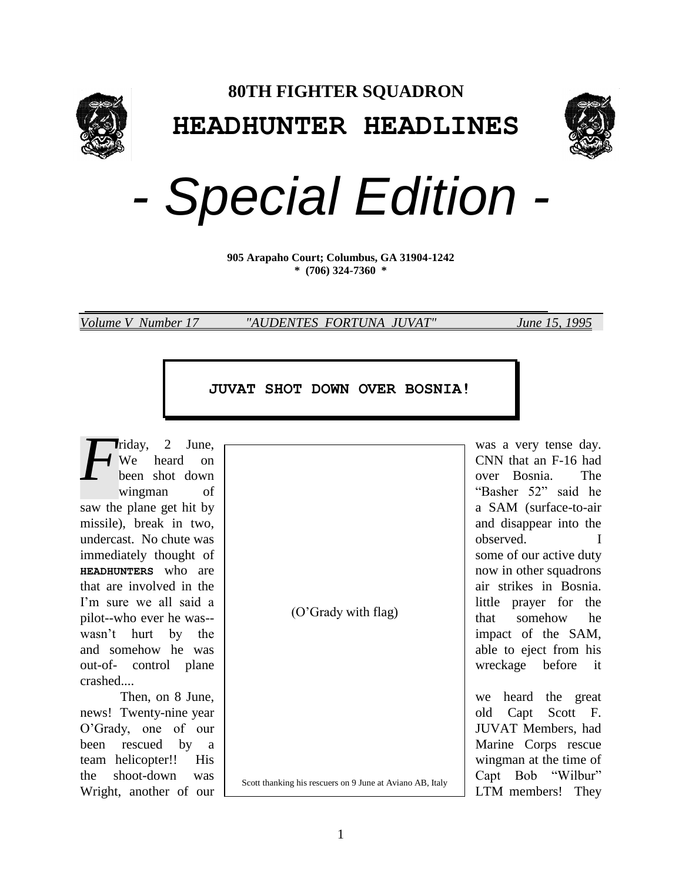# 80TH FIGHTER SQUADRON

# HEADHUNTER HEADLINES

# - Special Edition -

**905 Arapaho Court; Columbus, GA 31904-1242**
**\* (706) 324-7360 \***

*Volume V Number 17* *"AUDENTES FORTUNA JUVAT"* *June 15, 1995*

## JUVAT SHOT DOWN OVER BOSNIA!

Friday, 2 June, was a very tense day. We heard on CNN that an F-16 had been shot down over Bosnia. The wingman of "Basher 52" said he saw the plane get hit by a SAM (surface-to-air missile), break in two, and disappear into the undercast. No chute was observed. I immediately thought of some of our active duty **HEADHUNTERS** who are now in other squadrons that are involved in the air strikes in Bosnia. I'm sure we all said a little prayer for the pilot--who ever he was--that somehow he wasn't hurt by the impact of the SAM, and somehow he was able to eject from his out-of- control plane wreckage before it crashed....

(O'Grady with flag)

Scott thanking his rescuers on 9 June at Aviano AB, Italy

Then, on 8 June, we heard the great news! Twenty-nine year old Capt Scott F. O'Grady, one of our JUVAT Members, had been rescued by a Marine Corps rescue team helicopter!! His wingman at the time of the shoot-down was Capt Bob "Wilbur" Wright, another of our LTM members! They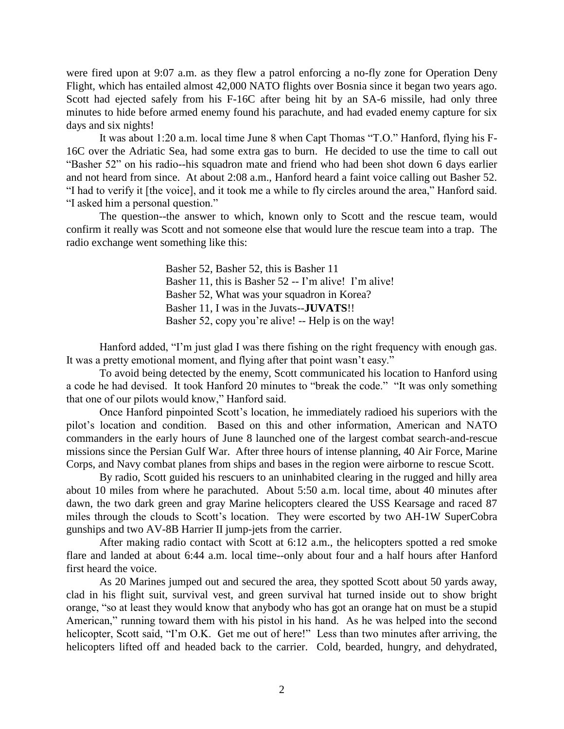were fired upon at 9:07 a.m. as they flew a patrol enforcing a no-fly zone for Operation Deny Flight, which has entailed almost 42,000 NATO flights over Bosnia since it began two years ago. Scott had ejected safely from his F-16C after being hit by an SA-6 missile, had only three minutes to hide before armed enemy found his parachute, and had evaded enemy capture for six days and six nights!

It was about 1:20 a.m. local time June 8 when Capt Thomas "T.O." Hanford, flying his F-16C over the Adriatic Sea, had some extra gas to burn. He decided to use the time to call out "Basher 52" on his radio--his squadron mate and friend who had been shot down 6 days earlier and not heard from since. At about 2:08 a.m., Hanford heard a faint voice calling out Basher 52. "I had to verify it [the voice], and it took me a while to fly circles around the area," Hanford said. "I asked him a personal question."

The question--the answer to which, known only to Scott and the rescue team, would confirm it really was Scott and not someone else that would lure the rescue team into a trap. The radio exchange went something like this:

> Basher 52, Basher 52, this is Basher 11
> Basher 11, this is Basher 52 -- I'm alive! I'm alive!
> Basher 52, What was your squadron in Korea?
> Basher 11, I was in the Juvats--**JUVATS**!!
> Basher 52, copy you're alive! -- Help is on the way!

Hanford added, "I'm just glad I was there fishing on the right frequency with enough gas. It was a pretty emotional moment, and flying after that point wasn't easy."

To avoid being detected by the enemy, Scott communicated his location to Hanford using a code he had devised. It took Hanford 20 minutes to "break the code." "It was only something that one of our pilots would know," Hanford said.

Once Hanford pinpointed Scott's location, he immediately radioed his superiors with the pilot's location and condition. Based on this and other information, American and NATO commanders in the early hours of June 8 launched one of the largest combat search-and-rescue missions since the Persian Gulf War. After three hours of intense planning, 40 Air Force, Marine Corps, and Navy combat planes from ships and bases in the region were airborne to rescue Scott.

By radio, Scott guided his rescuers to an uninhabited clearing in the rugged and hilly area about 10 miles from where he parachuted. About 5:50 a.m. local time, about 40 minutes after dawn, the two dark green and gray Marine helicopters cleared the USS Kearsage and raced 87 miles through the clouds to Scott's location. They were escorted by two AH-1W SuperCobra gunships and two AV-8B Harrier II jump-jets from the carrier.

After making radio contact with Scott at 6:12 a.m., the helicopters spotted a red smoke flare and landed at about 6:44 a.m. local time--only about four and a half hours after Hanford first heard the voice.

As 20 Marines jumped out and secured the area, they spotted Scott about 50 yards away, clad in his flight suit, survival vest, and green survival hat turned inside out to show bright orange, "so at least they would know that anybody who has got an orange hat on must be a stupid American," running toward them with his pistol in his hand. As he was helped into the second helicopter, Scott said, "I'm O.K. Get me out of here!" Less than two minutes after arriving, the helicopters lifted off and headed back to the carrier. Cold, bearded, hungry, and dehydrated,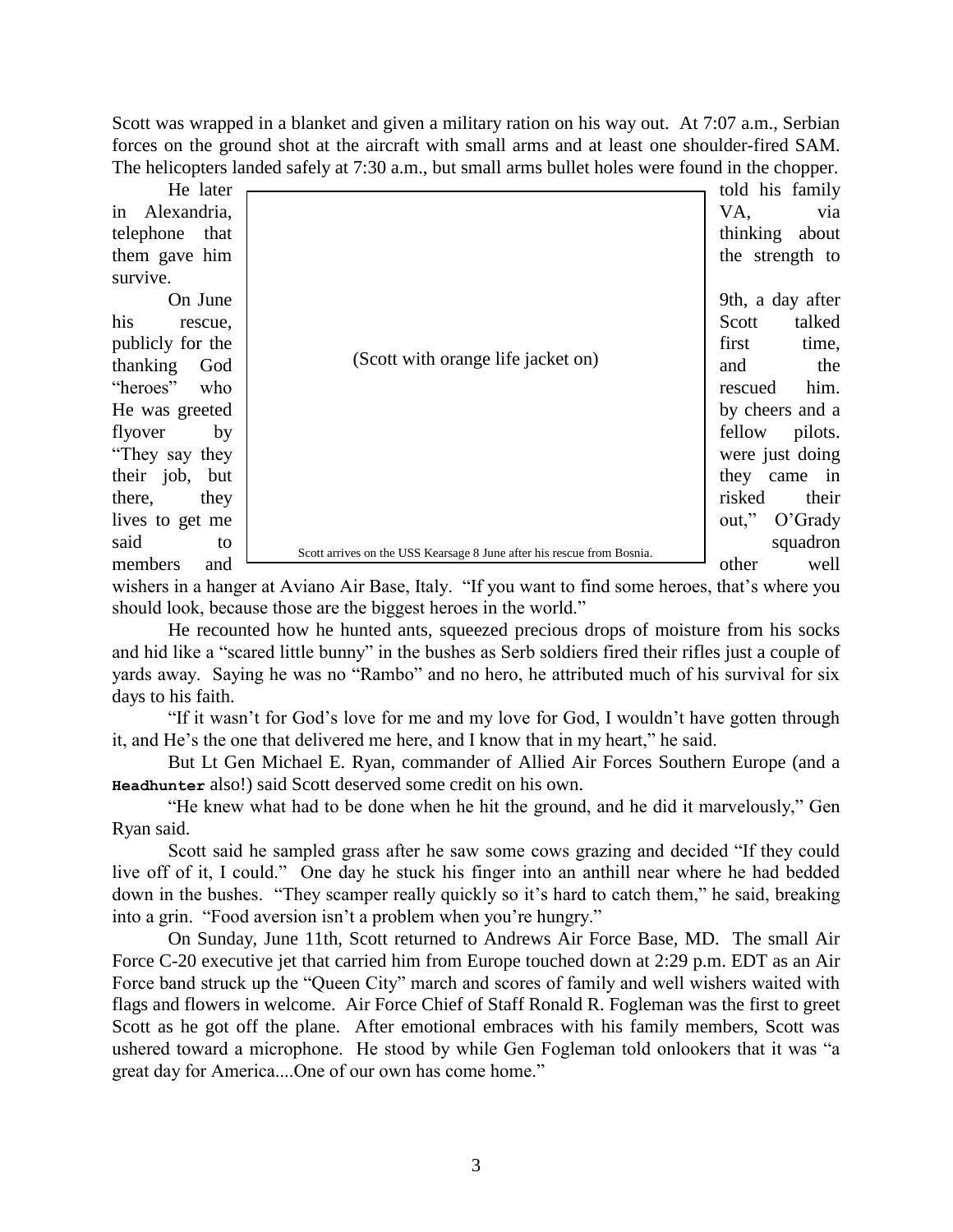Scott was wrapped in a blanket and given a military ration on his way out. At 7:07 a.m., Serbian forces on the ground shot at the aircraft with small arms and at least one shoulder-fired SAM. The helicopters landed safely at 7:30 a.m., but small arms bullet holes were found in the chopper.

He later told his family in Alexandria, VA, via telephone that thinking about them gave him the strength to survive.

(Scott with orange life jacket on)

Scott arrives on the USS Kearsage 8 June after his rescue from Bosnia.

On June 9th, a day after his rescue, Scott talked publicly for the first time, thanking God and the "heroes" who rescued him. He was greeted by cheers and a flyover by fellow pilots. "They say they were just doing their job, but they came in there, they risked their lives to get me out," O'Grady said to squadron members and other well wishers in a hanger at Aviano Air Base, Italy. "If you want to find some heroes, that's where you should look, because those are the biggest heroes in the world."

He recounted how he hunted ants, squeezed precious drops of moisture from his socks and hid like a "scared little bunny" in the bushes as Serb soldiers fired their rifles just a couple of yards away. Saying he was no "Rambo" and no hero, he attributed much of his survival for six days to his faith.

"If it wasn't for God's love for me and my love for God, I wouldn't have gotten through it, and He's the one that delivered me here, and I know that in my heart," he said.

But Lt Gen Michael E. Ryan, commander of Allied Air Forces Southern Europe (and a **Headhunter** also!) said Scott deserved some credit on his own.

"He knew what had to be done when he hit the ground, and he did it marvelously," Gen Ryan said.

Scott said he sampled grass after he saw some cows grazing and decided "If they could live off of it, I could." One day he stuck his finger into an anthill near where he had bedded down in the bushes. "They scamper really quickly so it's hard to catch them," he said, breaking into a grin. "Food aversion isn't a problem when you're hungry."

On Sunday, June 11th, Scott returned to Andrews Air Force Base, MD. The small Air Force C-20 executive jet that carried him from Europe touched down at 2:29 p.m. EDT as an Air Force band struck up the "Queen City" march and scores of family and well wishers waited with flags and flowers in welcome. Air Force Chief of Staff Ronald R. Fogleman was the first to greet Scott as he got off the plane. After emotional embraces with his family members, Scott was ushered toward a microphone. He stood by while Gen Fogleman told onlookers that it was "a great day for America....One of our own has come home."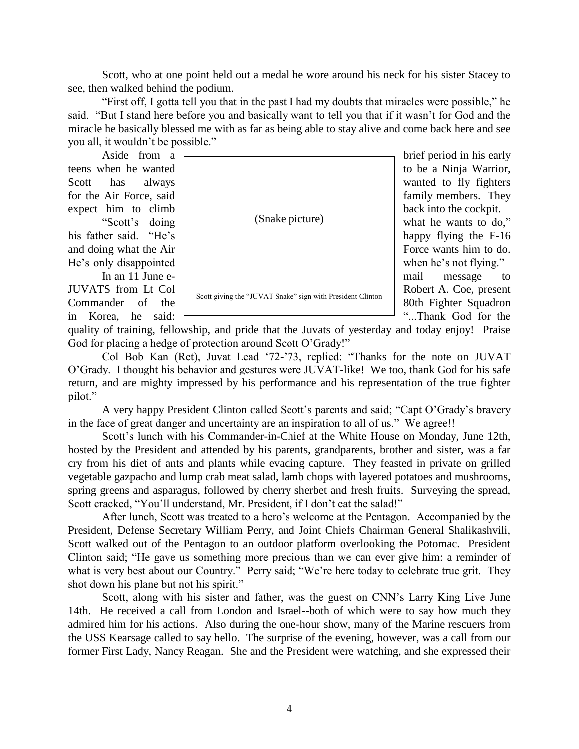Scott, who at one point held out a medal he wore around his neck for his sister Stacey to see, then walked behind the podium.

"First off, I gotta tell you that in the past I had my doubts that miracles were possible," he said. "But I stand here before you and basically want to tell you that if it wasn't for God and the miracle he basically blessed me with as far as being able to stay alive and come back here and see you all, it wouldn't be possible."

Aside from a brief period in his early teens when he wanted to be a Ninja Warrior, Scott has always wanted to fly fighters for the Air Force, said family members. They expect him to climb back into the cockpit.

"Scott's doing what he wants to do," his father said. "He's happy flying the F-16 and doing what the Air Force wants him to do. He's only disappointed when he's not flying."

(Snake picture)

Scott giving the "JUVAT Snake" sign with President Clinton

In an 11 June e-mail message to JUVATS from Lt Col Robert A. Coe, present Commander of the 80th Fighter Squadron in Korea, he said: "...Thank God for the quality of training, fellowship, and pride that the Juvats of yesterday and today enjoy! Praise God for placing a hedge of protection around Scott O'Grady!"

Col Bob Kan (Ret), Juvat Lead '72-'73, replied: "Thanks for the note on JUVAT O'Grady. I thought his behavior and gestures were JUVAT-like! We too, thank God for his safe return, and are mighty impressed by his performance and his representation of the true fighter pilot."

A very happy President Clinton called Scott's parents and said; "Capt O'Grady's bravery in the face of great danger and uncertainty are an inspiration to all of us." We agree!!

Scott's lunch with his Commander-in-Chief at the White House on Monday, June 12th, hosted by the President and attended by his parents, grandparents, brother and sister, was a far cry from his diet of ants and plants while evading capture. They feasted in private on grilled vegetable gazpacho and lump crab meat salad, lamb chops with layered potatoes and mushrooms, spring greens and asparagus, followed by cherry sherbet and fresh fruits. Surveying the spread, Scott cracked, "You'll understand, Mr. President, if I don't eat the salad!"

After lunch, Scott was treated to a hero's welcome at the Pentagon. Accompanied by the President, Defense Secretary William Perry, and Joint Chiefs Chairman General Shalikashvili, Scott walked out of the Pentagon to an outdoor platform overlooking the Potomac. President Clinton said; "He gave us something more precious than we can ever give him: a reminder of what is very best about our Country." Perry said; "We're here today to celebrate true grit. They shot down his plane but not his spirit."

Scott, along with his sister and father, was the guest on CNN's Larry King Live June 14th. He received a call from London and Israel--both of which were to say how much they admired him for his actions. Also during the one-hour show, many of the Marine rescuers from the USS Kearsage called to say hello. The surprise of the evening, however, was a call from our former First Lady, Nancy Reagan. She and the President were watching, and she expressed their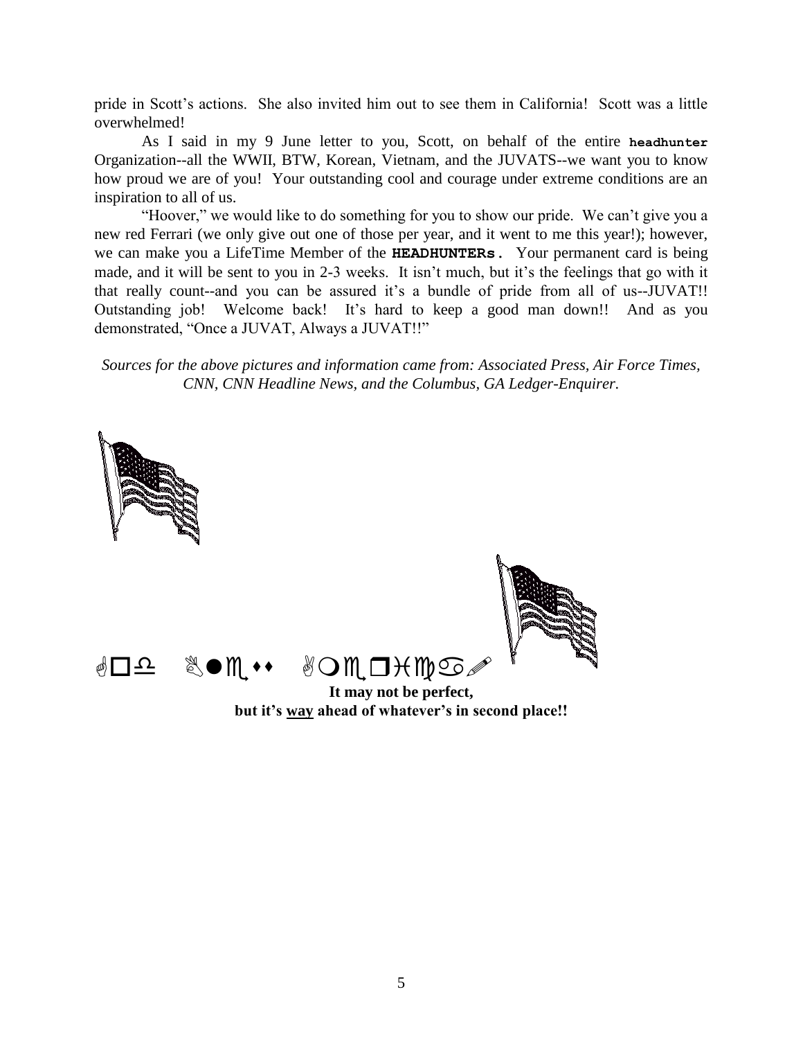pride in Scott's actions. She also invited him out to see them in California! Scott was a little overwhelmed!

As I said in my 9 June letter to you, Scott, on behalf of the entire **headhunter** Organization--all the WWII, BTW, Korean, Vietnam, and the JUVATS--we want you to know how proud we are of you! Your outstanding cool and courage under extreme conditions are an inspiration to all of us.

"Hoover," we would like to do something for you to show our pride. We can't give you a new red Ferrari (we only give out one of those per year, and it went to me this year!); however, we can make you a LifeTime Member of the **HEADHUNTERs.** Your permanent card is being made, and it will be sent to you in 2-3 weeks. It isn't much, but it's the feelings that go with it that really count--and you can be assured it's a bundle of pride from all of us--JUVAT!! Outstanding job! Welcome back! It's hard to keep a good man down!! And as you demonstrated, "Once a JUVAT, Always a JUVAT!!"

*Sources for the above pictures and information came from: Associated Press, Air Force Times, CNN, CNN Headline News, and the Columbus, GA Ledger-Enquirer.*

✍□♎ ♌●♏⬧⬧ ✌❍♏❒♓♍♋✏

**It may not be perfect,**
**but it's <u>way</u> ahead of whatever's in second place!!**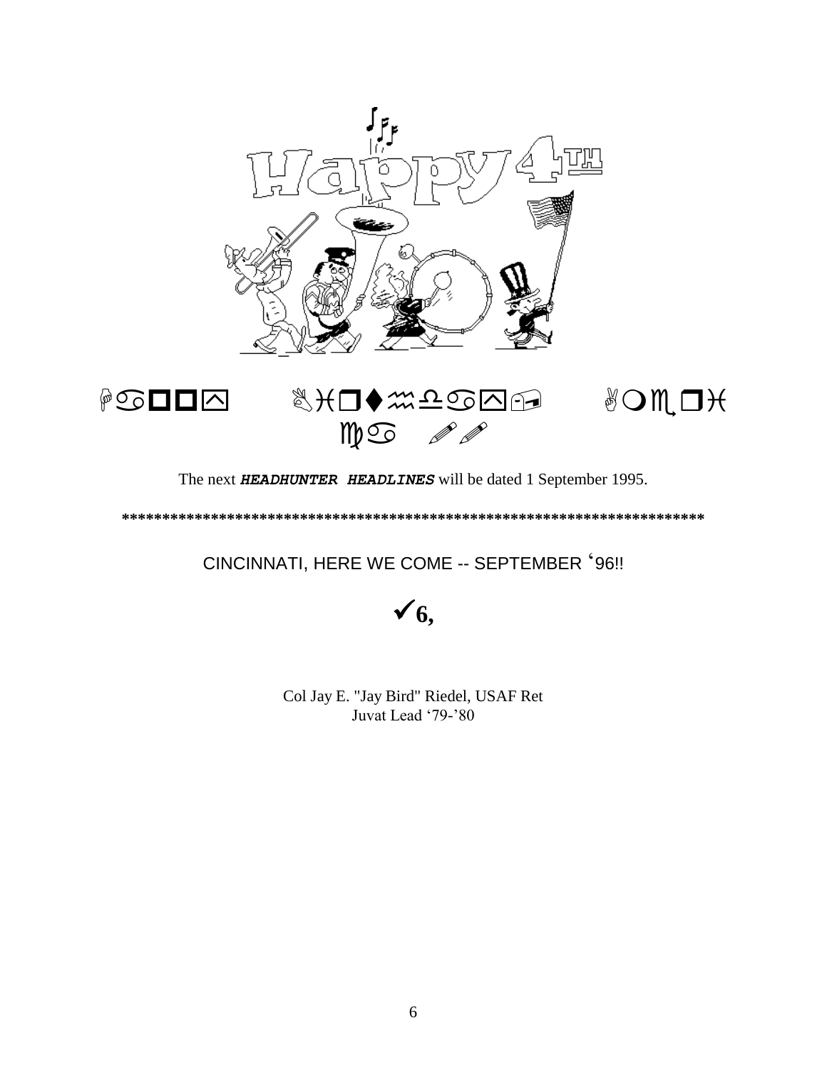Happy Birthday, America!!

The next ***HEADHUNTER HEADLINES*** will be dated 1 September 1995.

**************************************************************************

CINCINNATI, HERE WE COME -- SEPTEMBER ‘96!!

**✔6,**

Col Jay E. "Jay Bird" Riedel, USAF Ret
Juvat Lead ‘79-’80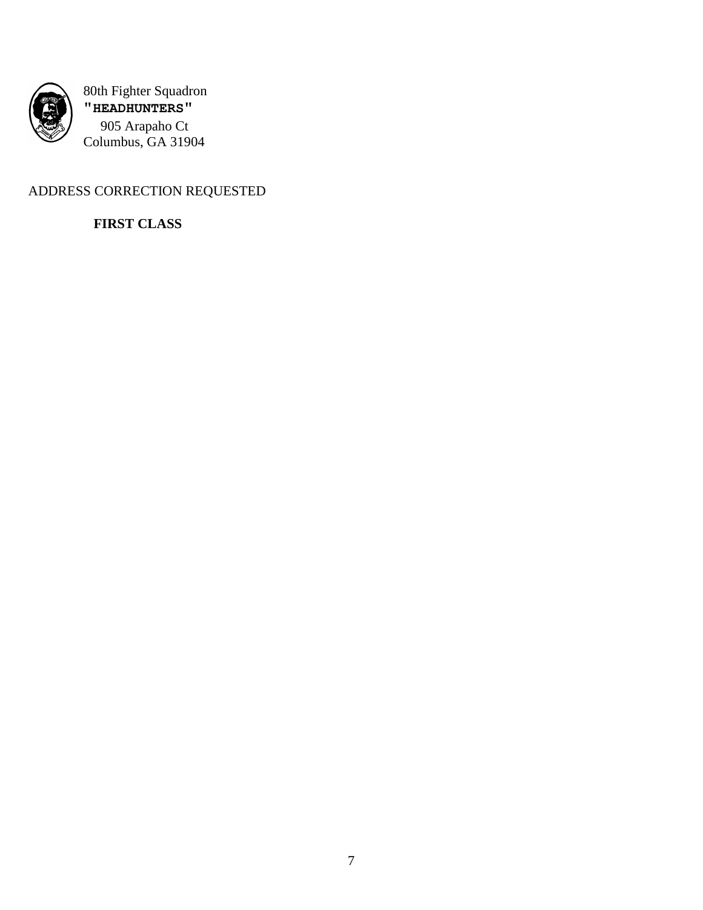80th Fighter Squadron
**"HEADHUNTERS"**
905 Arapaho Ct
Columbus, GA 31904

ADDRESS CORRECTION REQUESTED

**FIRST CLASS**